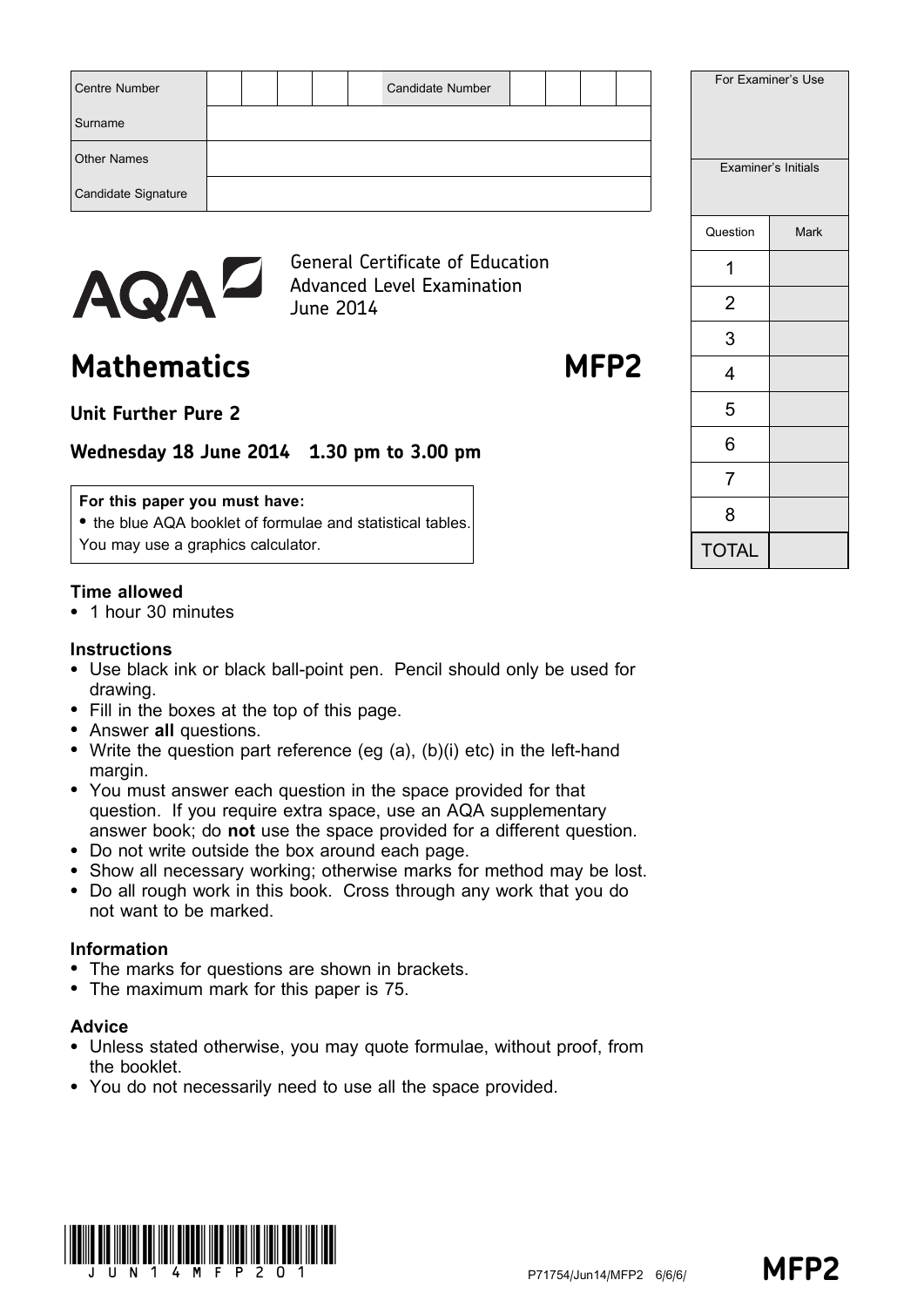| Centre Number | | | | | | Candidate Number | | | | |
|---|---|---|---|---|---|---|---|---|---|---|
| Surname | | | | | | | | | | |
| Other Names | | | | | | | | | | |
| Candidate Signature | | | | | | | | | | |

| For Examiner's Use | |
|---|---|
| Examiner's Initials | |
| Question | Mark |
| 1 | |
| 2 | |
| 3 | |
| 4 | |
| 5 | |
| 6 | |
| 7 | |
| 8 | |
| TOTAL | |

AQA

General Certificate of Education
Advanced Level Examination
June 2014

# Mathematics MFP2

## Unit Further Pure 2

### Wednesday 18 June 2014 1.30 pm to 3.00 pm

**For this paper you must have:**
- the blue AQA booklet of formulae and statistical tables.

You may use a graphics calculator.

**Time allowed**
- 1 hour 30 minutes

**Instructions**
- Use black ink or black ball-point pen. Pencil should only be used for drawing.
- Fill in the boxes at the top of this page.
- Answer **all** questions.
- Write the question part reference (eg (a), (b)(i) etc) in the left-hand margin.
- You must answer each question in the space provided for that question. If you require extra space, use an AQA supplementary answer book; do **not** use the space provided for a different question.
- Do not write outside the box around each page.
- Show all necessary working; otherwise marks for method may be lost.
- Do all rough work in this book. Cross through any work that you do not want to be marked.

**Information**
- The marks for questions are shown in brackets.
- The maximum mark for this paper is 75.

**Advice**
- Unless stated otherwise, you may quote formulae, without proof, from the booklet.
- You do not necessarily need to use all the space provided.

P71754/Jun14/MFP2 6/6/6/ **MFP2**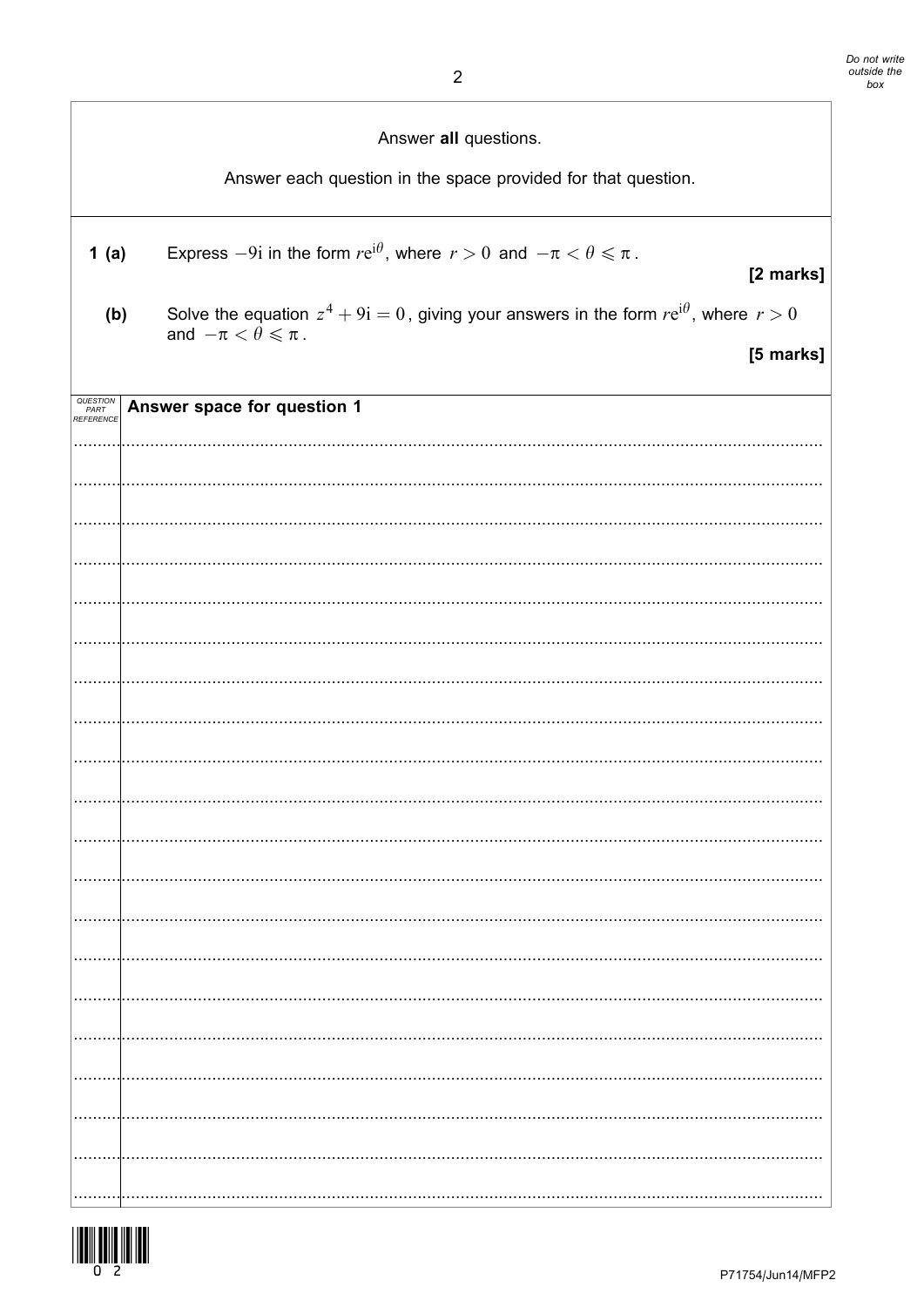Answer **all** questions.

Answer each question in the space provided for that question.

**1 (a)** Express $-9\mathrm{i}$ in the form $r\mathrm{e}^{\mathrm{i}\theta}$, where $r > 0$ and $-\pi < \theta \leqslant \pi$.

**[2 marks]**

**(b)** Solve the equation $z^4 + 9\mathrm{i} = 0$, giving your answers in the form $r\mathrm{e}^{\mathrm{i}\theta}$, where $r > 0$ and $-\pi < \theta \leqslant \pi$.

**[5 marks]**

**Answer space for question 1**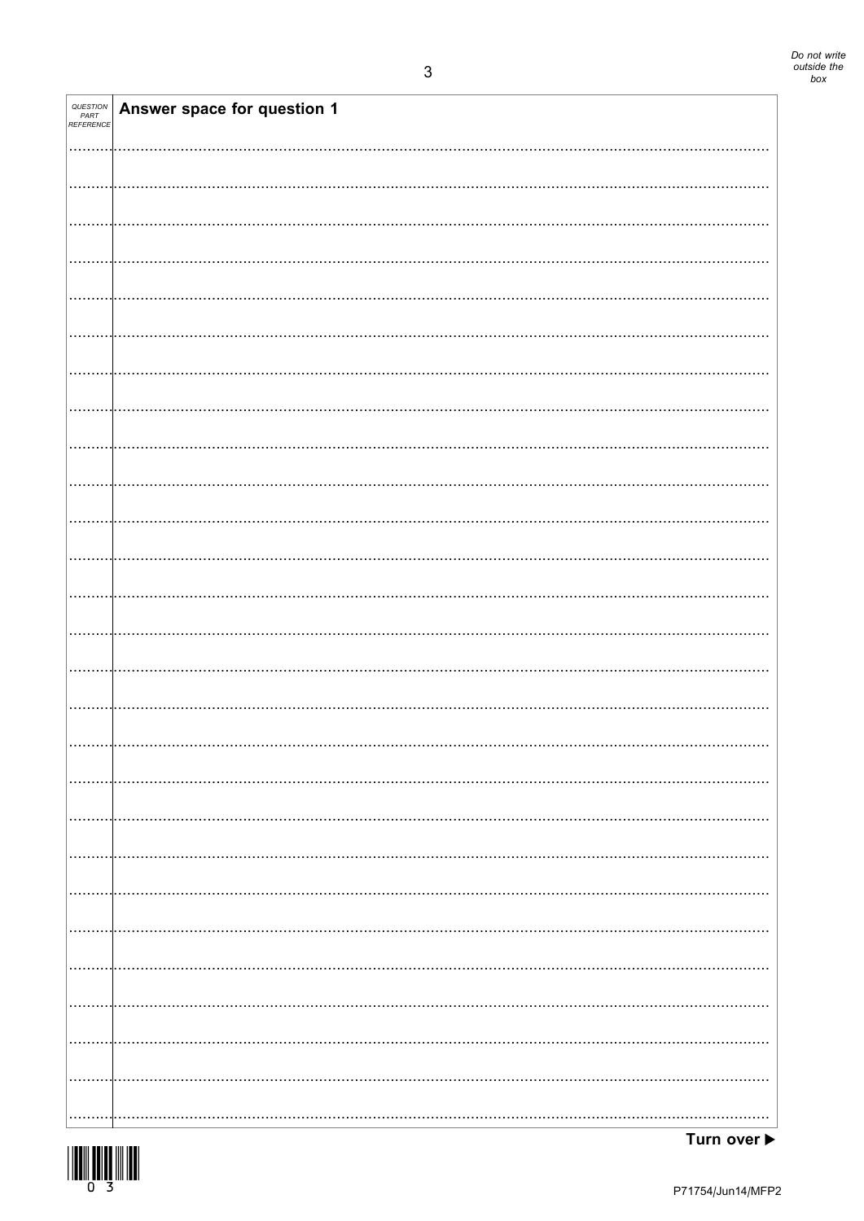| QUESTION PART REFERENCE | Answer space for question 1 |
| --- | --- |

Turn over ▶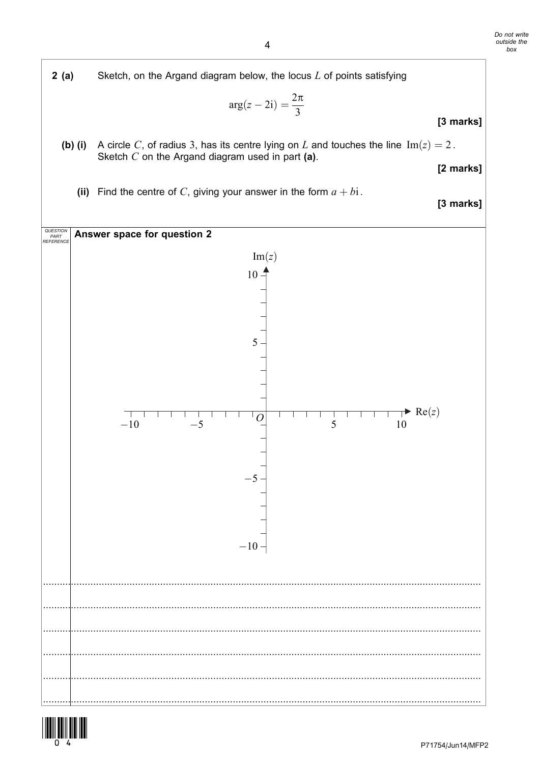**2 (a)** Sketch, on the Argand diagram below, the locus $L$ of points satisfying

$$\arg(z - 2\text{i}) = \frac{2\pi}{3}$$

**[3 marks]**

**(b) (i)** A circle $C$, of radius 3, has its centre lying on $L$ and touches the line $\text{Im}(z) = 2$. Sketch $C$ on the Argand diagram used in part **(a)**.

**[2 marks]**

**(ii)** Find the centre of $C$, giving your answer in the form $a + b\text{i}$.

**[3 marks]**

**Answer space for question 2**

[Argand diagram: axes $\text{Re}(z)$ and $\text{Im}(z)$, each from $-10$ to $10$, origin $O$]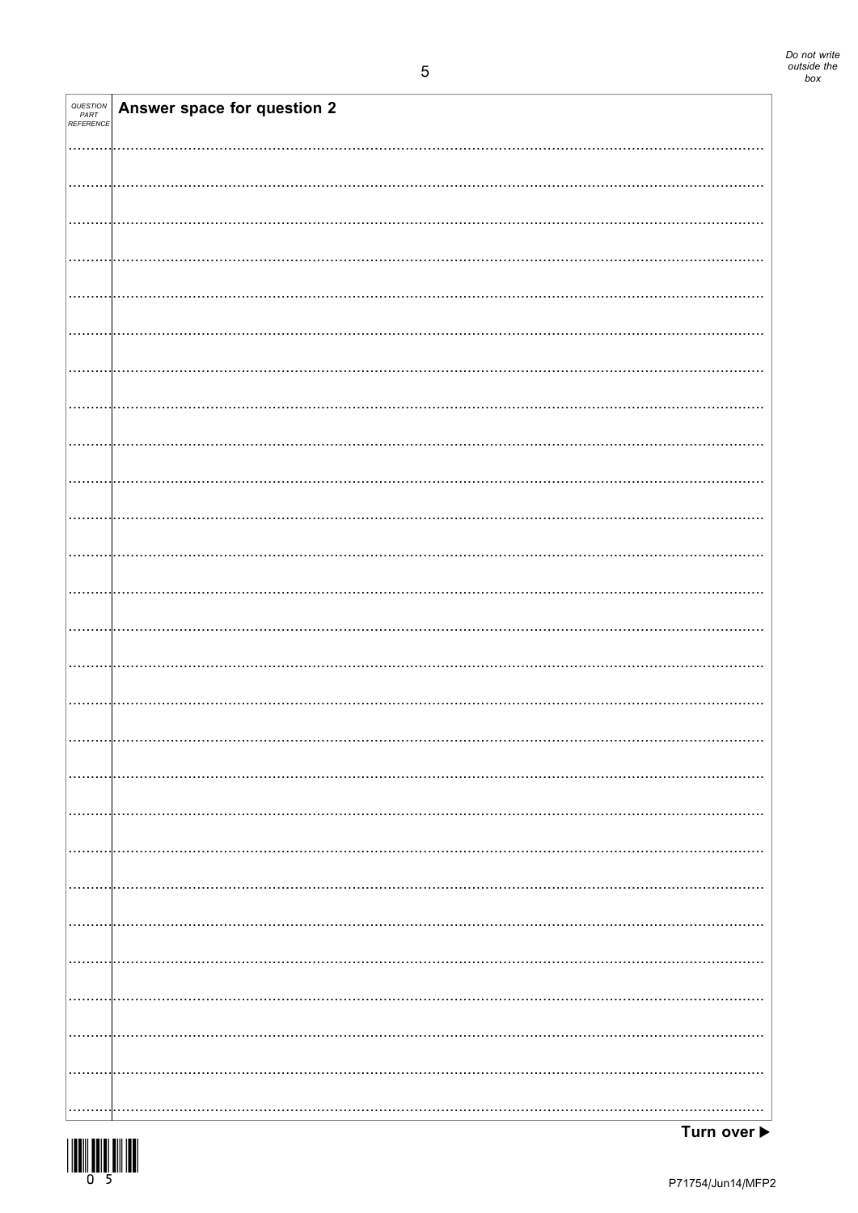| QUESTION PART REFERENCE | Answer space for question 2 |
|---|---|

Turn over ▶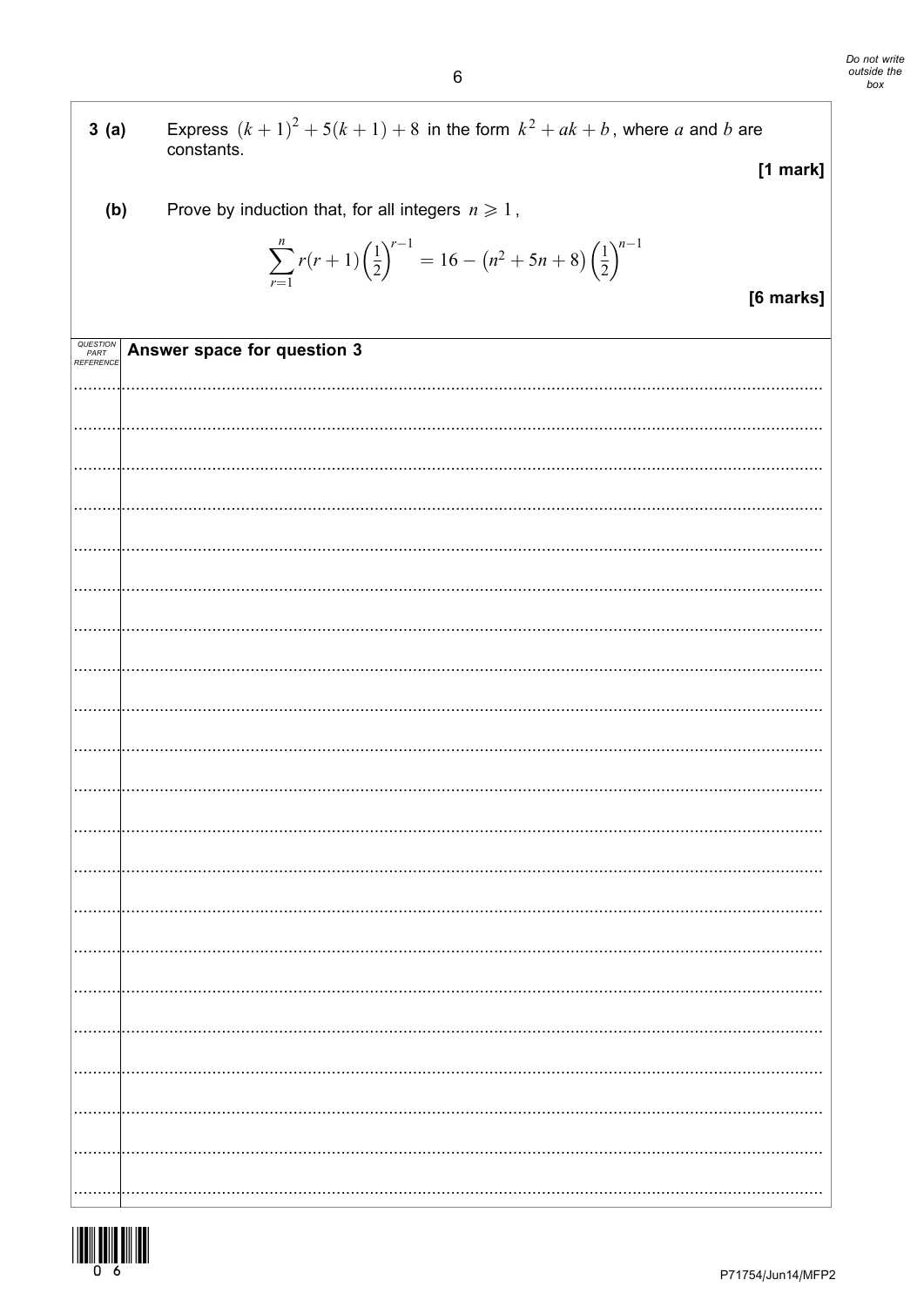**3 (a)** Express $(k+1)^2 + 5(k+1) + 8$ in the form $k^2 + ak + b$, where $a$ and $b$ are constants.

**[1 mark]**

**(b)** Prove by induction that, for all integers $n \geqslant 1$,

$$\sum_{r=1}^{n} r(r+1)\left(\frac{1}{2}\right)^{r-1} = 16 - \left(n^2 + 5n + 8\right)\left(\frac{1}{2}\right)^{n-1}$$

**[6 marks]**

**Answer space for question 3**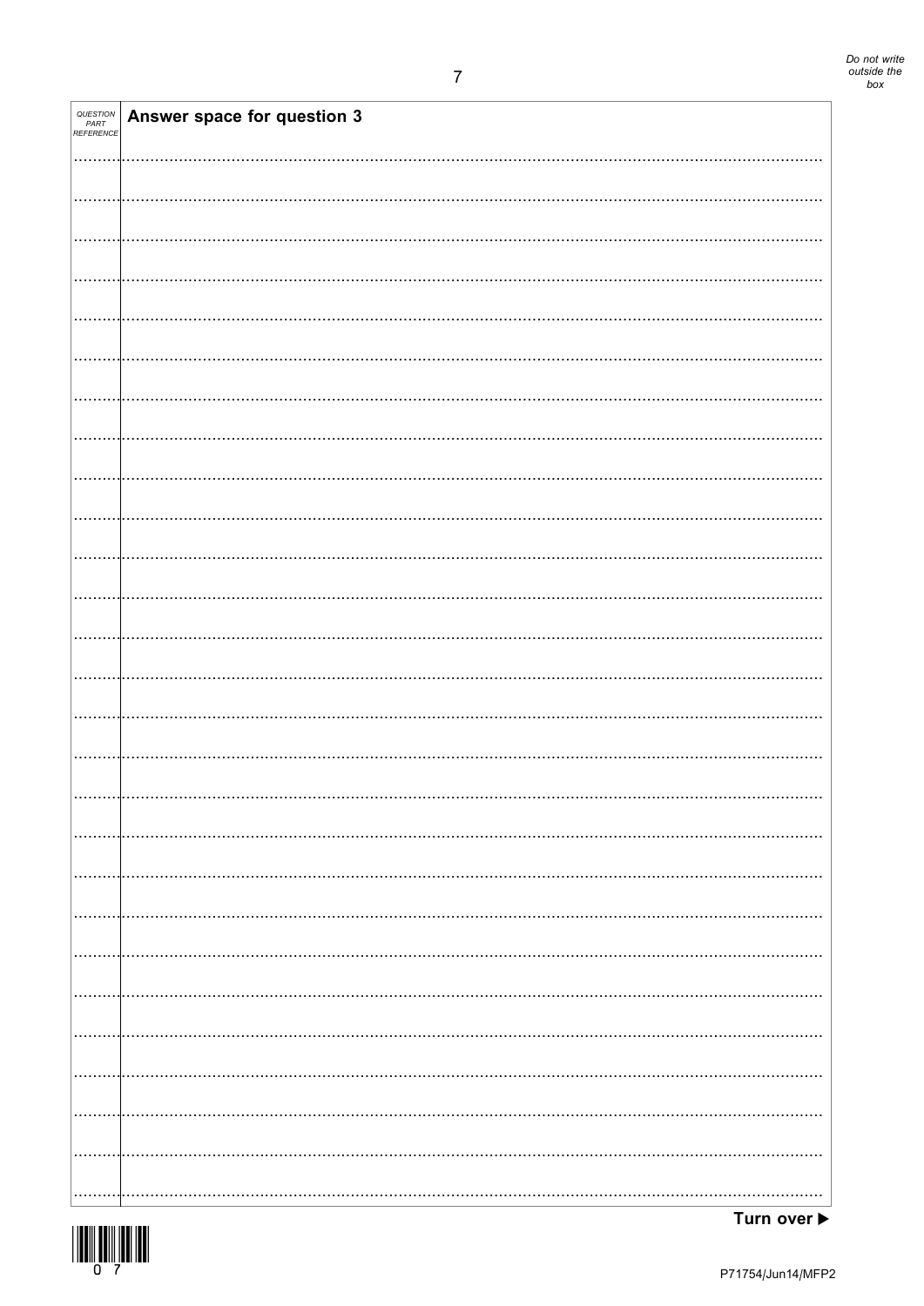| QUESTION PART REFERENCE | Answer space for question 3 |
| --- | --- |

Turn over ▶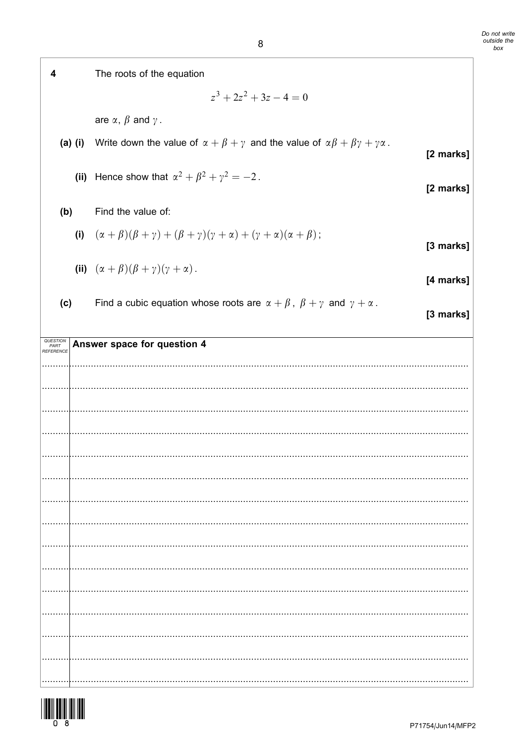**4** The roots of the equation

$$z^3 + 2z^2 + 3z - 4 = 0$$

are $\alpha$, $\beta$ and $\gamma$.

**(a) (i)** Write down the value of $\alpha + \beta + \gamma$ and the value of $\alpha\beta + \beta\gamma + \gamma\alpha$.

**[2 marks]**

**(ii)** Hence show that $\alpha^2 + \beta^2 + \gamma^2 = -2$.

**[2 marks]**

**(b)** Find the value of:

**(i)** $(\alpha + \beta)(\beta + \gamma) + (\beta + \gamma)(\gamma + \alpha) + (\gamma + \alpha)(\alpha + \beta)$;

**[3 marks]**

**(ii)** $(\alpha + \beta)(\beta + \gamma)(\gamma + \alpha)$.

**[4 marks]**

**(c)** Find a cubic equation whose roots are $\alpha + \beta$, $\beta + \gamma$ and $\gamma + \alpha$.

**[3 marks]**

**Answer space for question 4**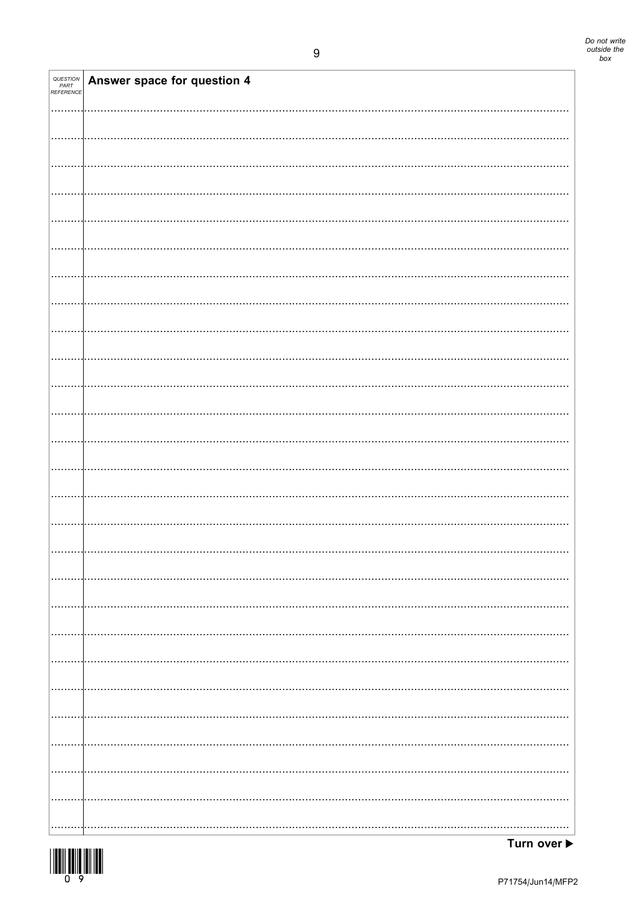| QUESTION PART REFERENCE | Answer space for question 4 |
|---|---|

Turn over ▶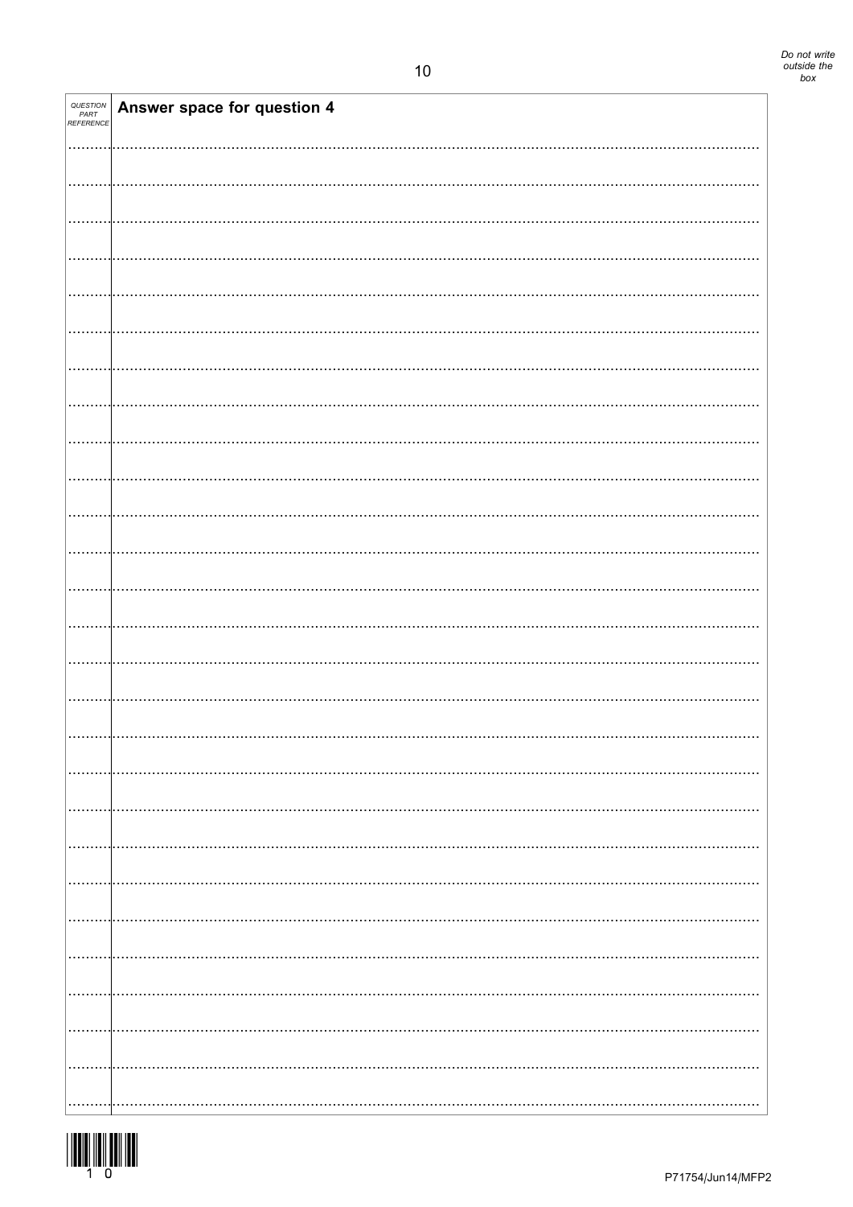| QUESTION PART REFERENCE | Answer space for question 4 |
| --- | --- |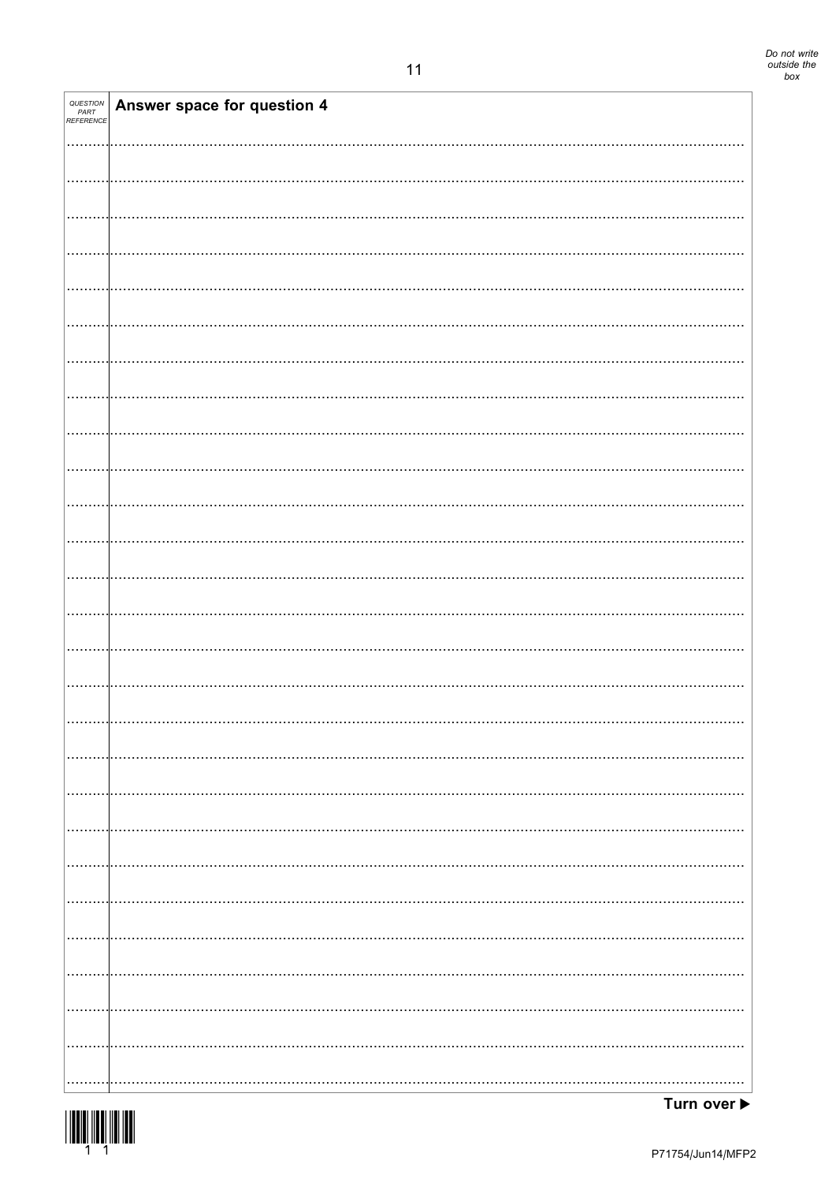QUESTION PART REFERENCE

**Answer space for question 4**

Turn over ▶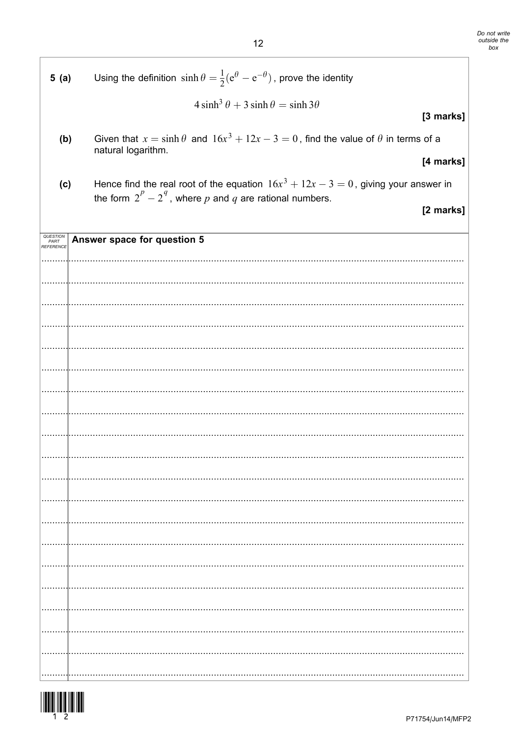**5 (a)** Using the definition $\sinh\theta = \frac{1}{2}(e^{\theta} - e^{-\theta})$, prove the identity

$$4\sinh^3\theta + 3\sinh\theta = \sinh 3\theta$$

**[3 marks]**

**(b)** Given that $x = \sinh\theta$ and $16x^3 + 12x - 3 = 0$, find the value of $\theta$ in terms of a natural logarithm.

**[4 marks]**

**(c)** Hence find the real root of the equation $16x^3 + 12x - 3 = 0$, giving your answer in the form $2^p - 2^q$, where $p$ and $q$ are rational numbers.

**[2 marks]**

| QUESTION PART REFERENCE | Answer space for question 5 |
|---|---|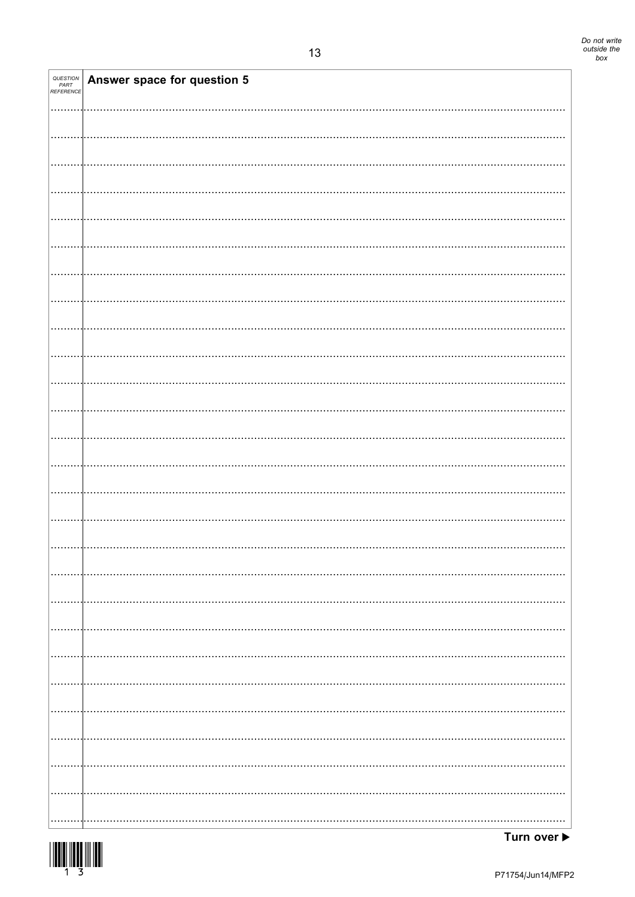| QUESTION PART REFERENCE | Answer space for question 5 |
| --- | --- |

Turn over ▶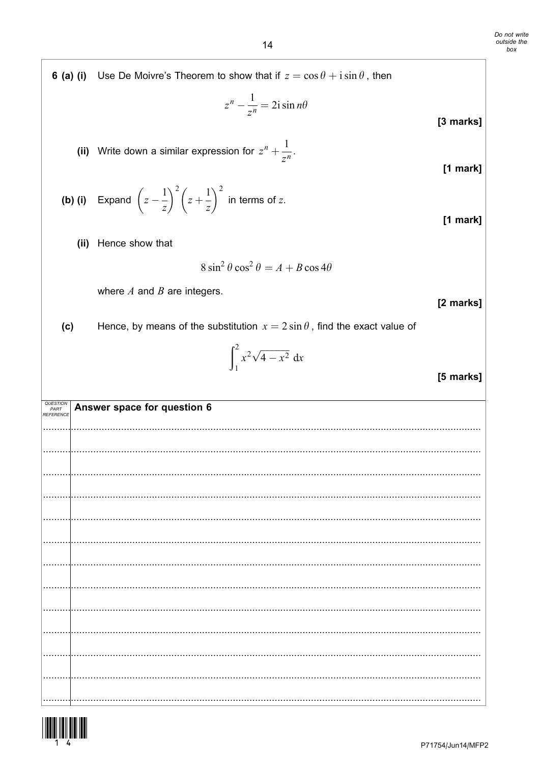**6 (a) (i)** Use De Moivre's Theorem to show that if $z = \cos\theta + \mathrm{i}\sin\theta$, then

$$z^n - \frac{1}{z^n} = 2\mathrm{i}\sin n\theta$$

**[3 marks]**

**(ii)** Write down a similar expression for $z^n + \dfrac{1}{z^n}$.

**[1 mark]**

**(b) (i)** Expand $\left(z - \dfrac{1}{z}\right)^2 \left(z + \dfrac{1}{z}\right)^2$ in terms of $z$.

**[1 mark]**

**(ii)** Hence show that

$$8\sin^2\theta\cos^2\theta = A + B\cos 4\theta$$

where $A$ and $B$ are integers.

**[2 marks]**

**(c)** Hence, by means of the substitution $x = 2\sin\theta$, find the exact value of

$$\int_1^2 x^2\sqrt{4 - x^2}\ \mathrm{d}x$$

**[5 marks]**

**Answer space for question 6**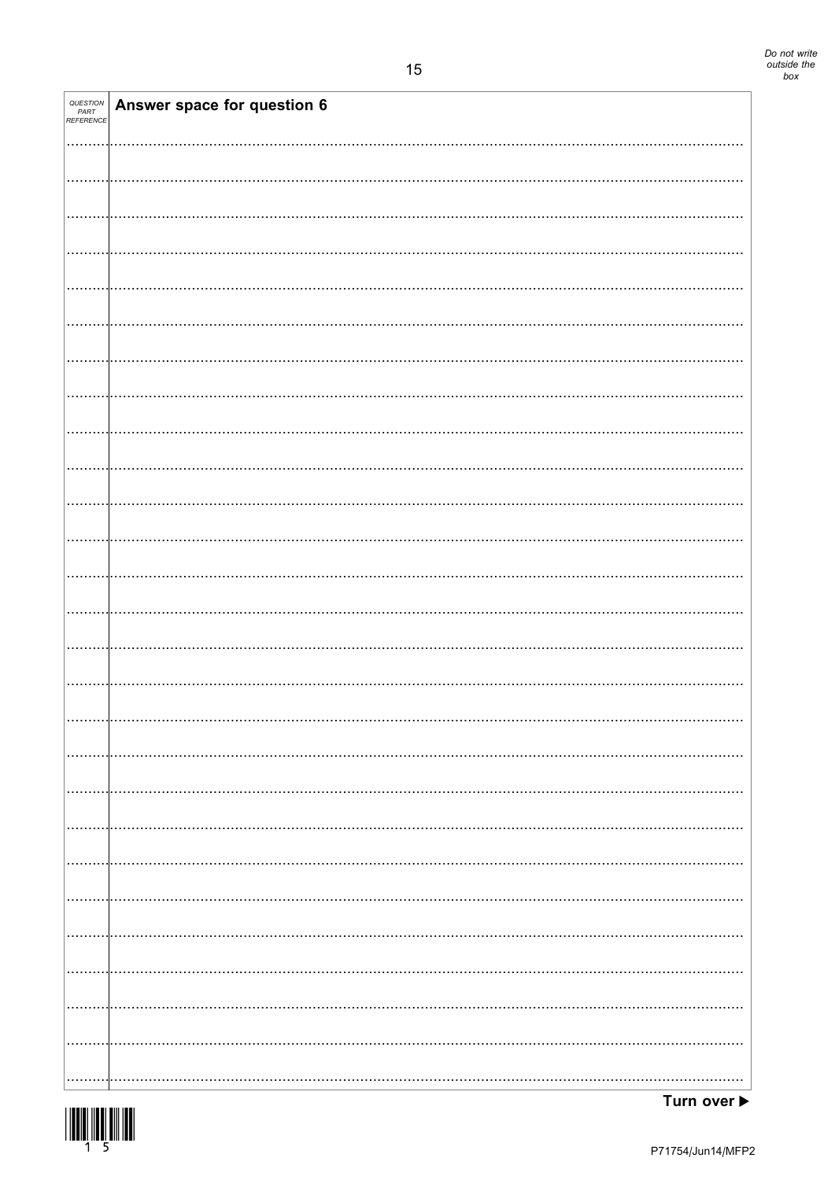| QUESTION PART REFERENCE | Answer space for question 6 |
|---|---|

Turn over ▶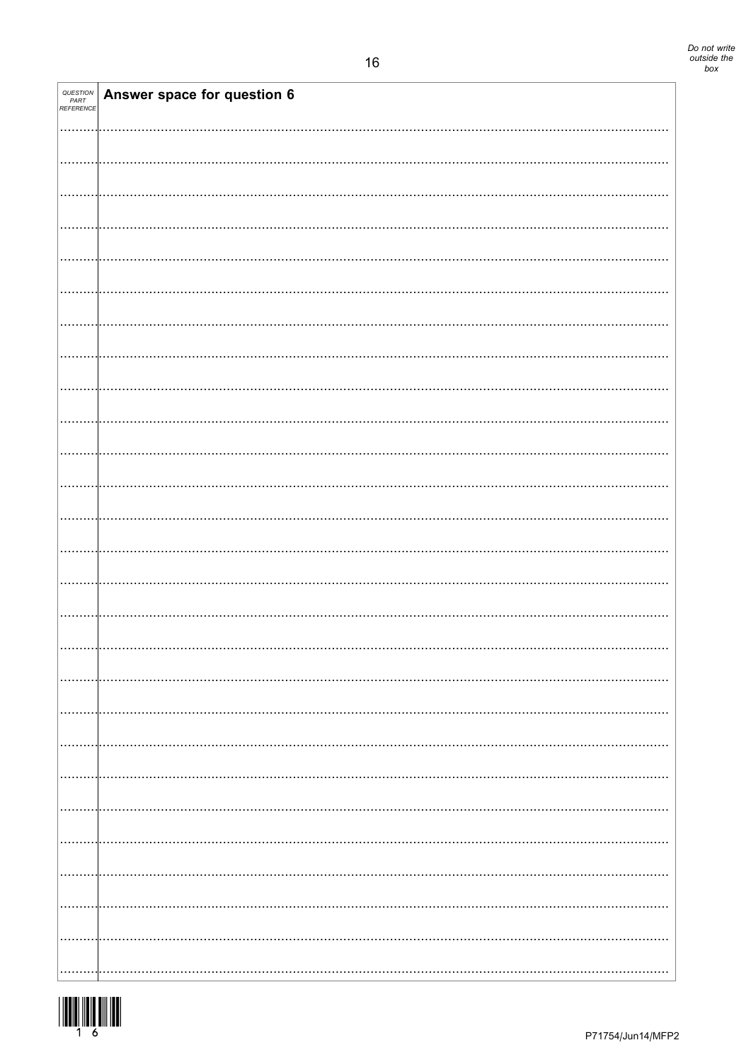| QUESTION PART REFERENCE | Answer space for question 6 |
| --- | --- |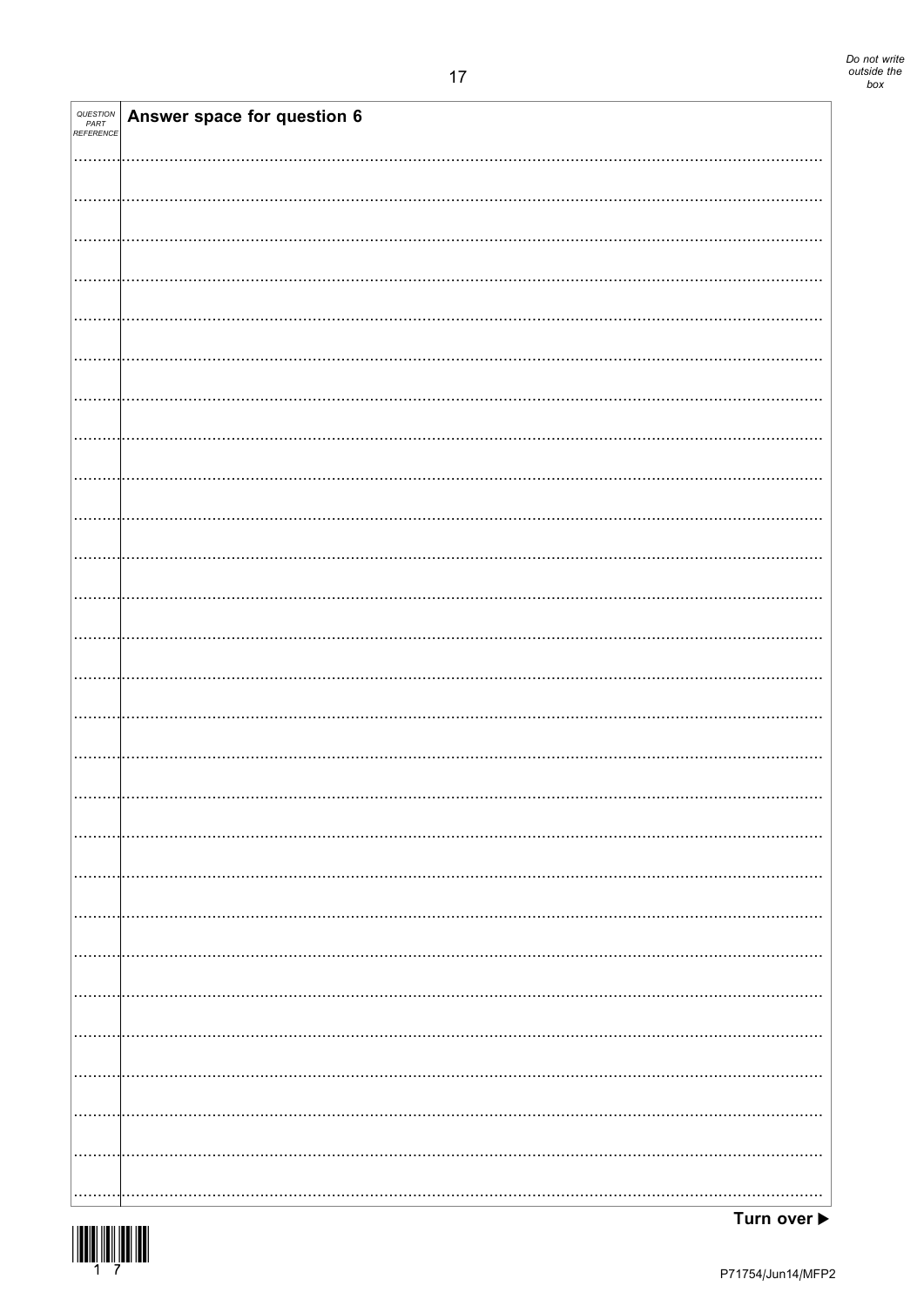| QUESTION PART REFERENCE | Answer space for question 6 |
|---|---|

Turn over ▶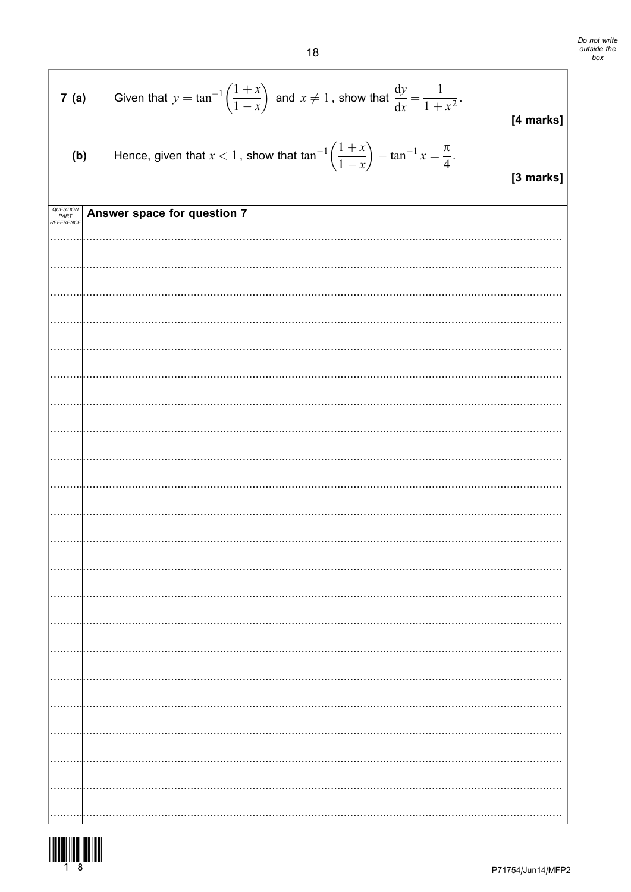**7 (a)** Given that $y = \tan^{-1}\left(\frac{1+x}{1-x}\right)$ and $x \neq 1$, show that $\frac{\mathrm{d}y}{\mathrm{d}x} = \frac{1}{1+x^2}$.

**[4 marks]**

**(b)** Hence, given that $x < 1$, show that $\tan^{-1}\left(\frac{1+x}{1-x}\right) - \tan^{-1} x = \frac{\pi}{4}$.

**[3 marks]**

**Answer space for question 7**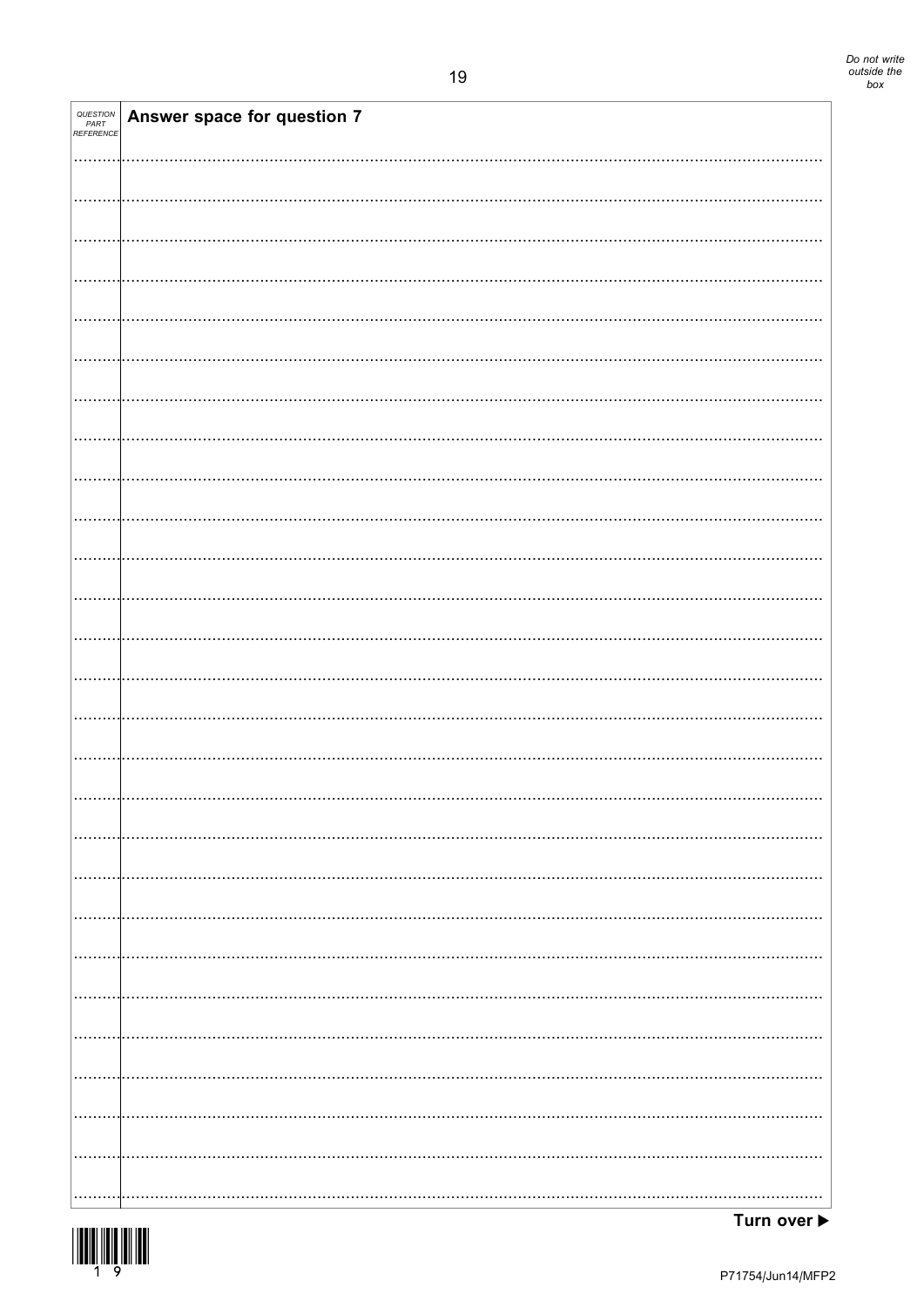| QUESTION PART REFERENCE | Answer space for question 7 |
|---|---|

Turn over ▶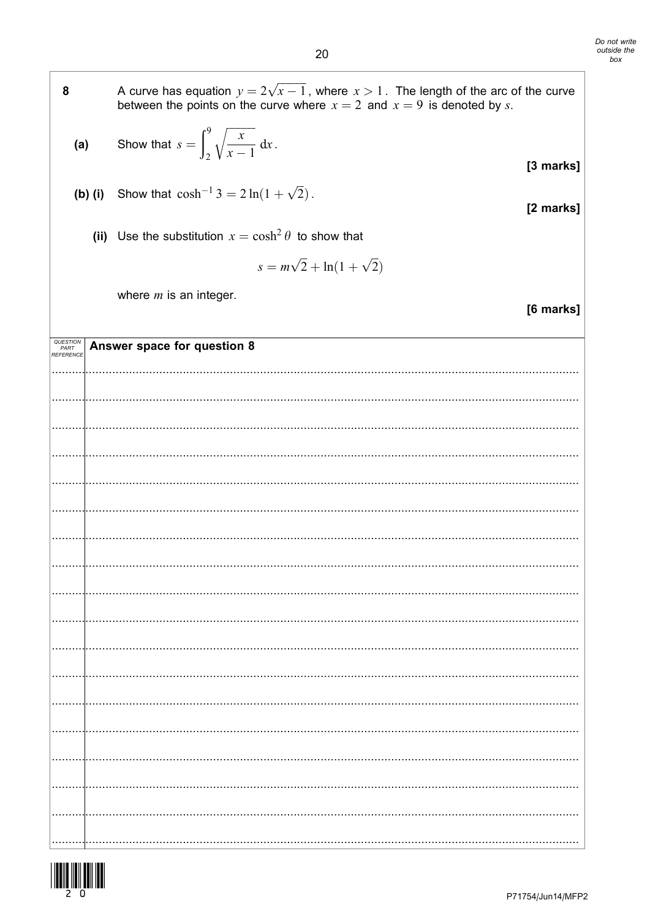**8** A curve has equation $y = 2\sqrt{x-1}$, where $x > 1$. The length of the arc of the curve between the points on the curve where $x = 2$ and $x = 9$ is denoted by $s$.

**(a)** Show that $s = \displaystyle\int_2^9 \sqrt{\frac{x}{x-1}}\,\mathrm{d}x$.

**[3 marks]**

**(b) (i)** Show that $\cosh^{-1} 3 = 2\ln(1+\sqrt{2})$.

**[2 marks]**

**(ii)** Use the substitution $x = \cosh^2\theta$ to show that

$$s = m\sqrt{2} + \ln(1+\sqrt{2})$$

where $m$ is an integer.

**[6 marks]**

**Answer space for question 8**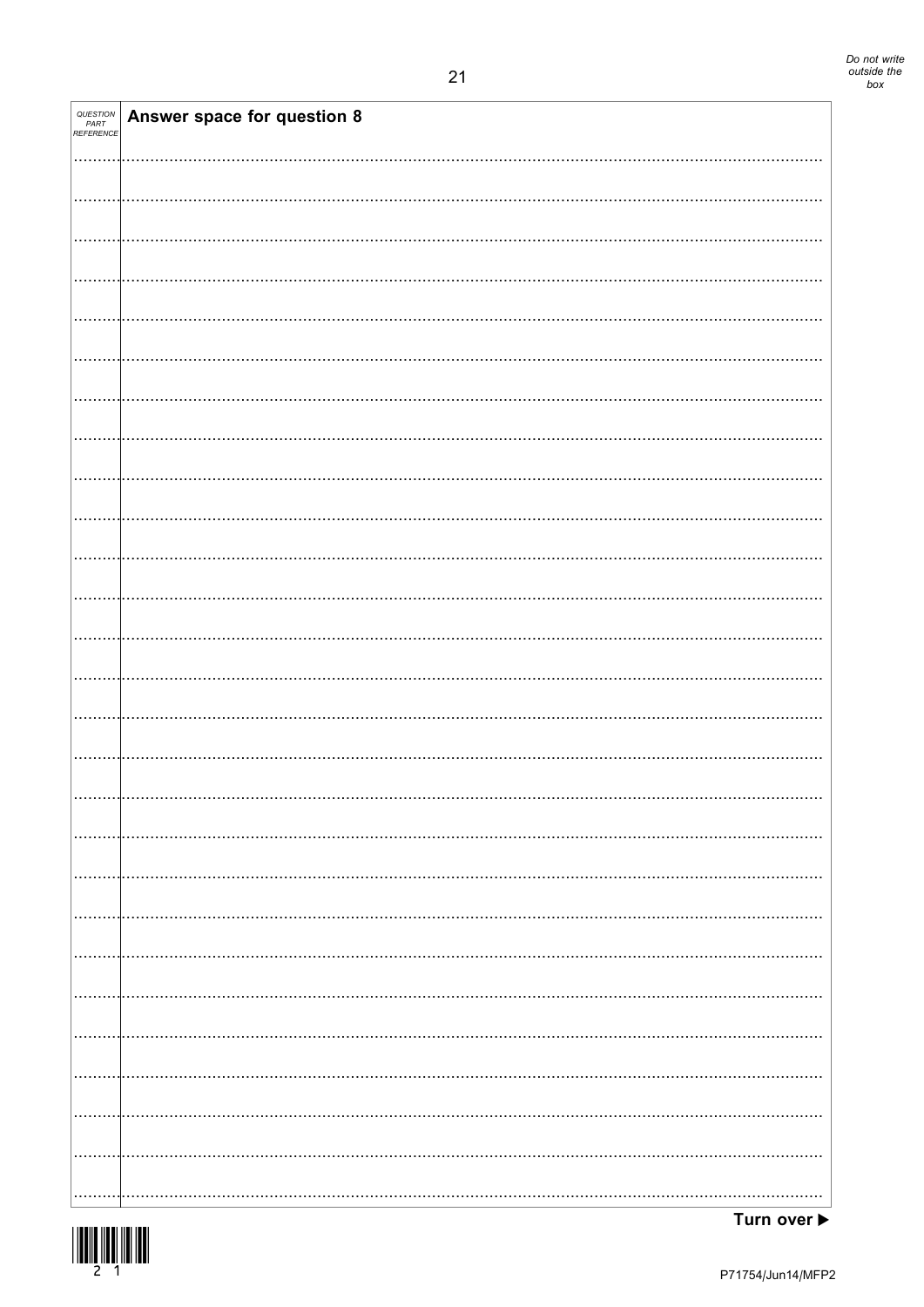| QUESTION PART REFERENCE | Answer space for question 8 |
|---|---|

Turn over ▶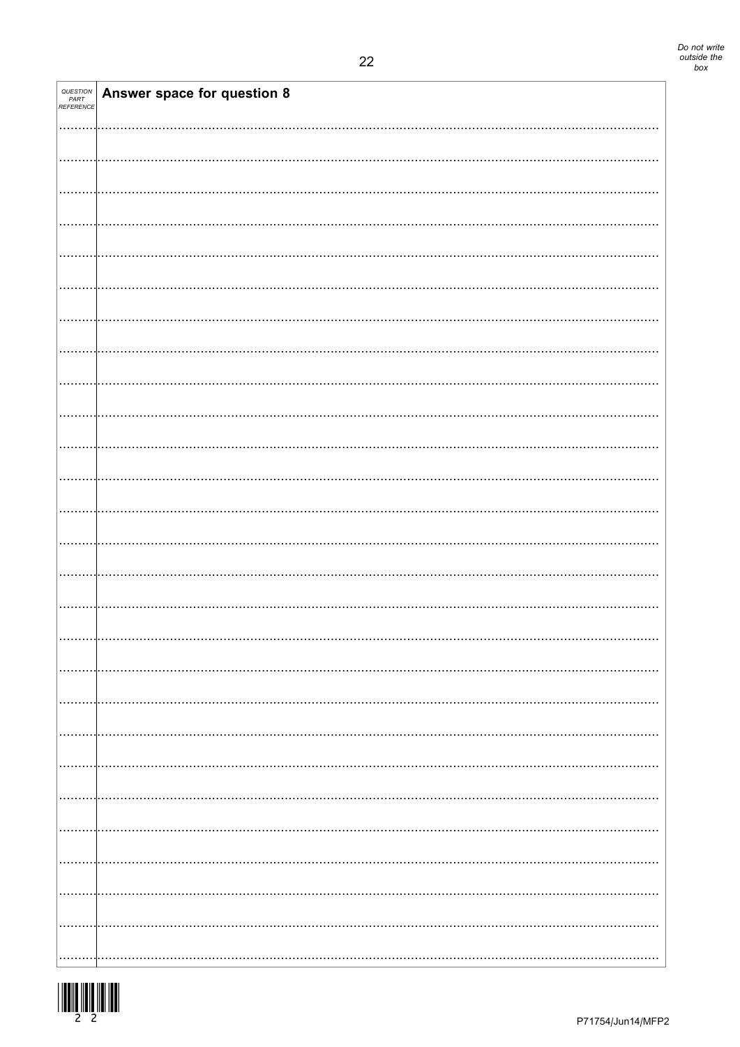| QUESTION PART REFERENCE | Answer space for question 8 |
|---|---|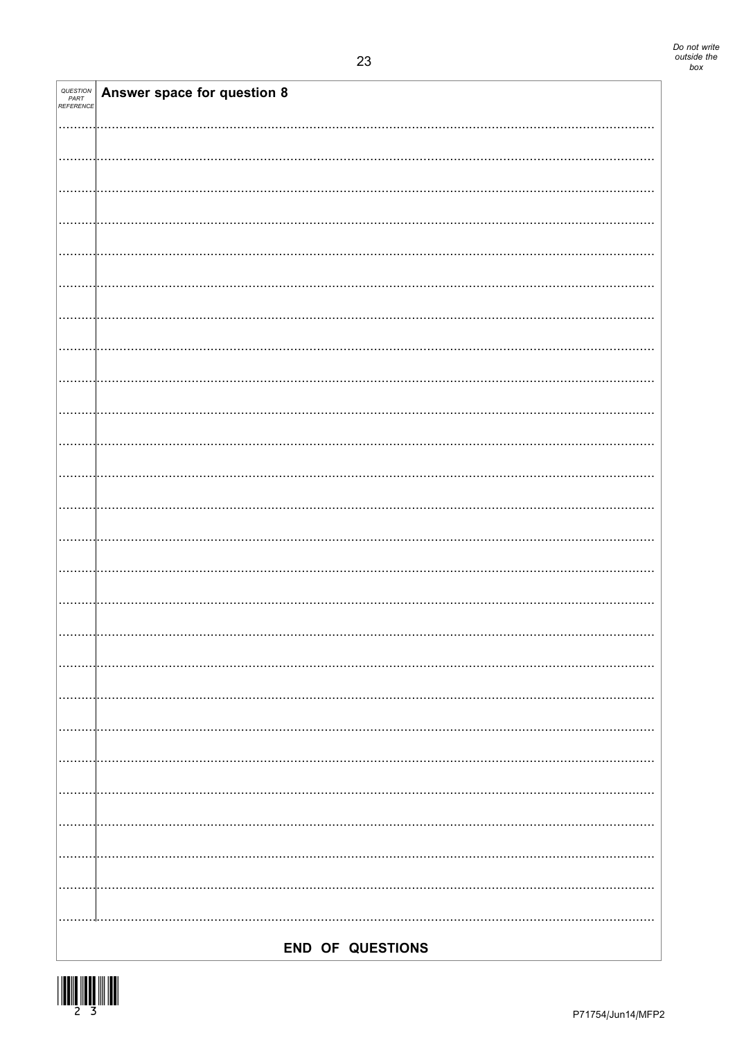**Answer space for question 8**

**END OF QUESTIONS**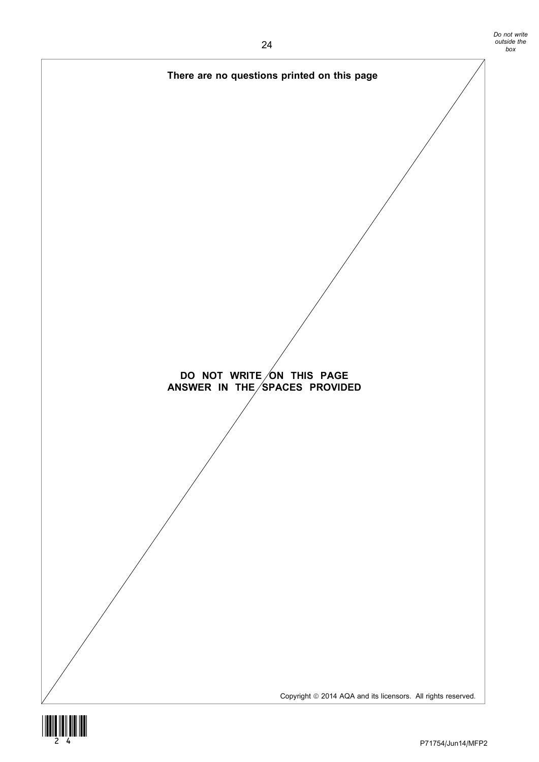**There are no questions printed on this page**

**DO NOT WRITE ON THIS PAGE**
**ANSWER IN THE SPACES PROVIDED**

Copyright © 2014 AQA and its licensors. All rights reserved.